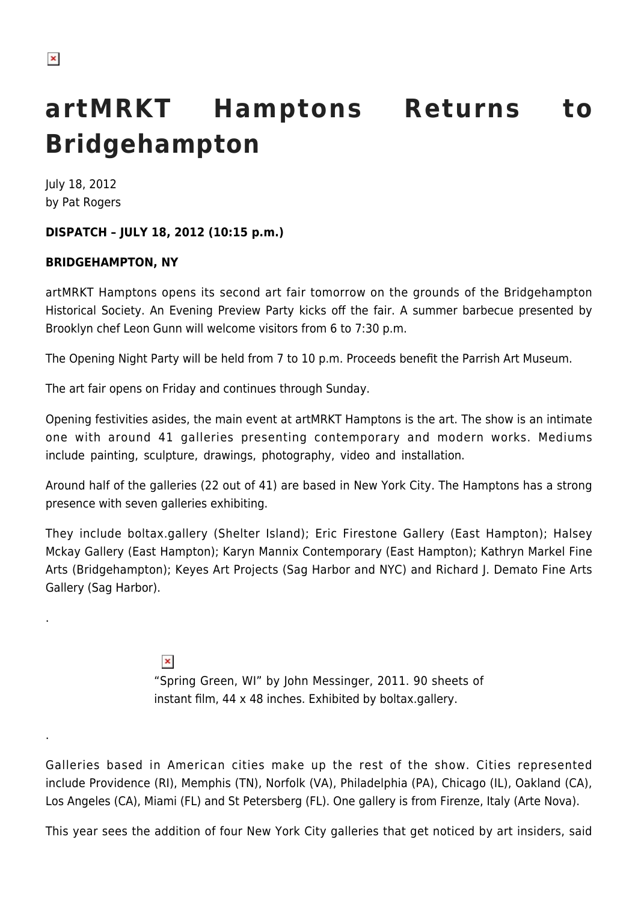# artMRKT Hamptons Returns to Bridgehampton

July 18, 2012
by Pat Rogers

**DISPATCH – JULY 18, 2012 (10:15 p.m.)**

**BRIDGEHAMPTON, NY**

artMRKT Hamptons opens its second art fair tomorrow on the grounds of the Bridgehampton Historical Society. An Evening Preview Party kicks off the fair. A summer barbecue presented by Brooklyn chef Leon Gunn will welcome visitors from 6 to 7:30 p.m.

The Opening Night Party will be held from 7 to 10 p.m. Proceeds benefit the Parrish Art Museum.

The art fair opens on Friday and continues through Sunday.

Opening festivities asides, the main event at artMRKT Hamptons is the art. The show is an intimate one with around 41 galleries presenting contemporary and modern works. Mediums include painting, sculpture, drawings, photography, video and installation.

Around half of the galleries (22 out of 41) are based in New York City. The Hamptons has a strong presence with seven galleries exhibiting.

They include boltax.gallery (Shelter Island); Eric Firestone Gallery (East Hampton); Halsey Mckay Gallery (East Hampton); Karyn Mannix Contemporary (East Hampton); Kathryn Markel Fine Arts (Bridgehampton); Keyes Art Projects (Sag Harbor and NYC) and Richard J. Demato Fine Arts Gallery (Sag Harbor).

.

"Spring Green, WI" by John Messinger, 2011. 90 sheets of instant film, 44 x 48 inches. Exhibited by boltax.gallery.

.

Galleries based in American cities make up the rest of the show. Cities represented include Providence (RI), Memphis (TN), Norfolk (VA), Philadelphia (PA), Chicago (IL), Oakland (CA), Los Angeles (CA), Miami (FL) and St Petersberg (FL). One gallery is from Firenze, Italy (Arte Nova).

This year sees the addition of four New York City galleries that get noticed by art insiders, said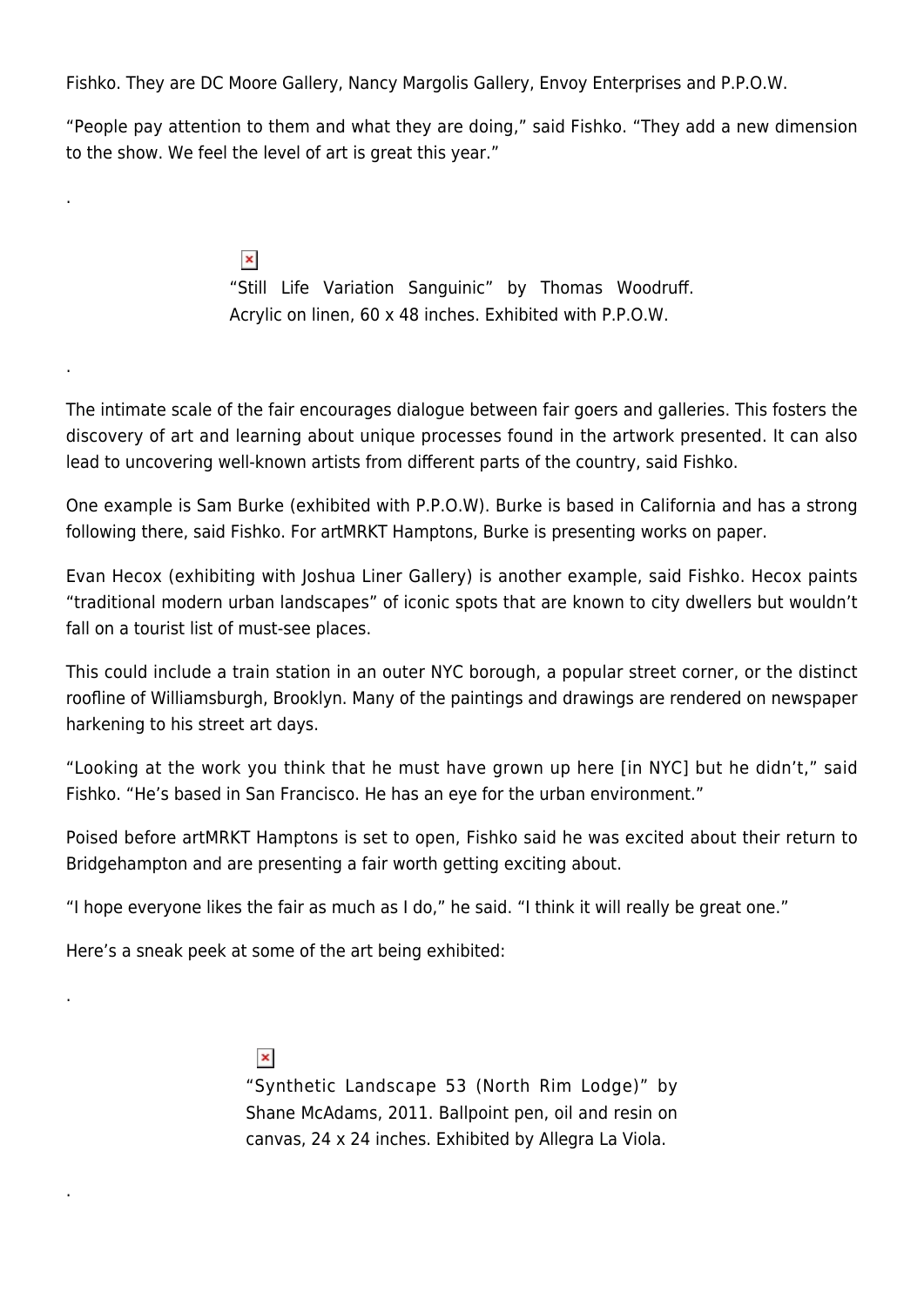Fishko. They are DC Moore Gallery, Nancy Margolis Gallery, Envoy Enterprises and P.P.O.W.

"People pay attention to them and what they are doing," said Fishko. "They add a new dimension to the show. We feel the level of art is great this year."

.

"Still Life Variation Sanguinic" by Thomas Woodruff. Acrylic on linen, 60 x 48 inches. Exhibited with P.P.O.W.

.

The intimate scale of the fair encourages dialogue between fair goers and galleries. This fosters the discovery of art and learning about unique processes found in the artwork presented. It can also lead to uncovering well-known artists from different parts of the country, said Fishko.

One example is Sam Burke (exhibited with P.P.O.W). Burke is based in California and has a strong following there, said Fishko. For artMRKT Hamptons, Burke is presenting works on paper.

Evan Hecox (exhibiting with Joshua Liner Gallery) is another example, said Fishko. Hecox paints "traditional modern urban landscapes" of iconic spots that are known to city dwellers but wouldn't fall on a tourist list of must-see places.

This could include a train station in an outer NYC borough, a popular street corner, or the distinct roofline of Williamsburgh, Brooklyn. Many of the paintings and drawings are rendered on newspaper harkening to his street art days.

"Looking at the work you think that he must have grown up here [in NYC] but he didn't," said Fishko. "He's based in San Francisco. He has an eye for the urban environment."

Poised before artMRKT Hamptons is set to open, Fishko said he was excited about their return to Bridgehampton and are presenting a fair worth getting exciting about.

"I hope everyone likes the fair as much as I do," he said. "I think it will really be great one."

Here's a sneak peek at some of the art being exhibited:

.

"Synthetic Landscape 53 (North Rim Lodge)" by Shane McAdams, 2011. Ballpoint pen, oil and resin on canvas, 24 x 24 inches. Exhibited by Allegra La Viola.

.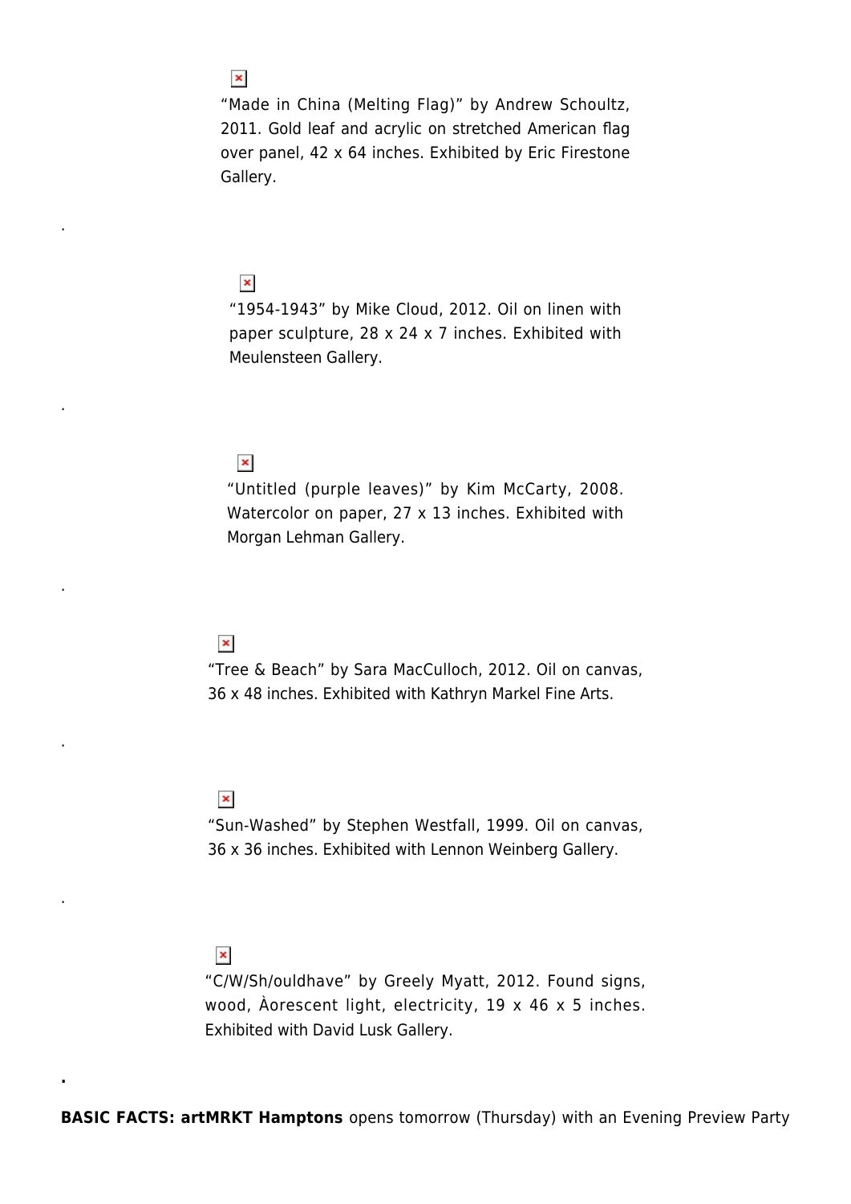"Made in China (Melting Flag)" by Andrew Schoultz, 2011. Gold leaf and acrylic on stretched American flag over panel, 42 x 64 inches. Exhibited by Eric Firestone Gallery.

.

"1954-1943" by Mike Cloud, 2012. Oil on linen with paper sculpture, 28 x 24 x 7 inches. Exhibited with Meulensteen Gallery.

.

"Untitled (purple leaves)" by Kim McCarty, 2008. Watercolor on paper, 27 x 13 inches. Exhibited with Morgan Lehman Gallery.

.

"Tree & Beach" by Sara MacCulloch, 2012. Oil on canvas, 36 x 48 inches. Exhibited with Kathryn Markel Fine Arts.

.

"Sun-Washed" by Stephen Westfall, 1999. Oil on canvas, 36 x 36 inches. Exhibited with Lennon Weinberg Gallery.

.

"C/W/Sh/ouldhave" by Greely Myatt, 2012. Found signs, wood, Àorescent light, electricity, 19 x 46 x 5 inches. Exhibited with David Lusk Gallery.

**.**

**BASIC FACTS: artMRKT Hamptons** opens tomorrow (Thursday) with an Evening Preview Party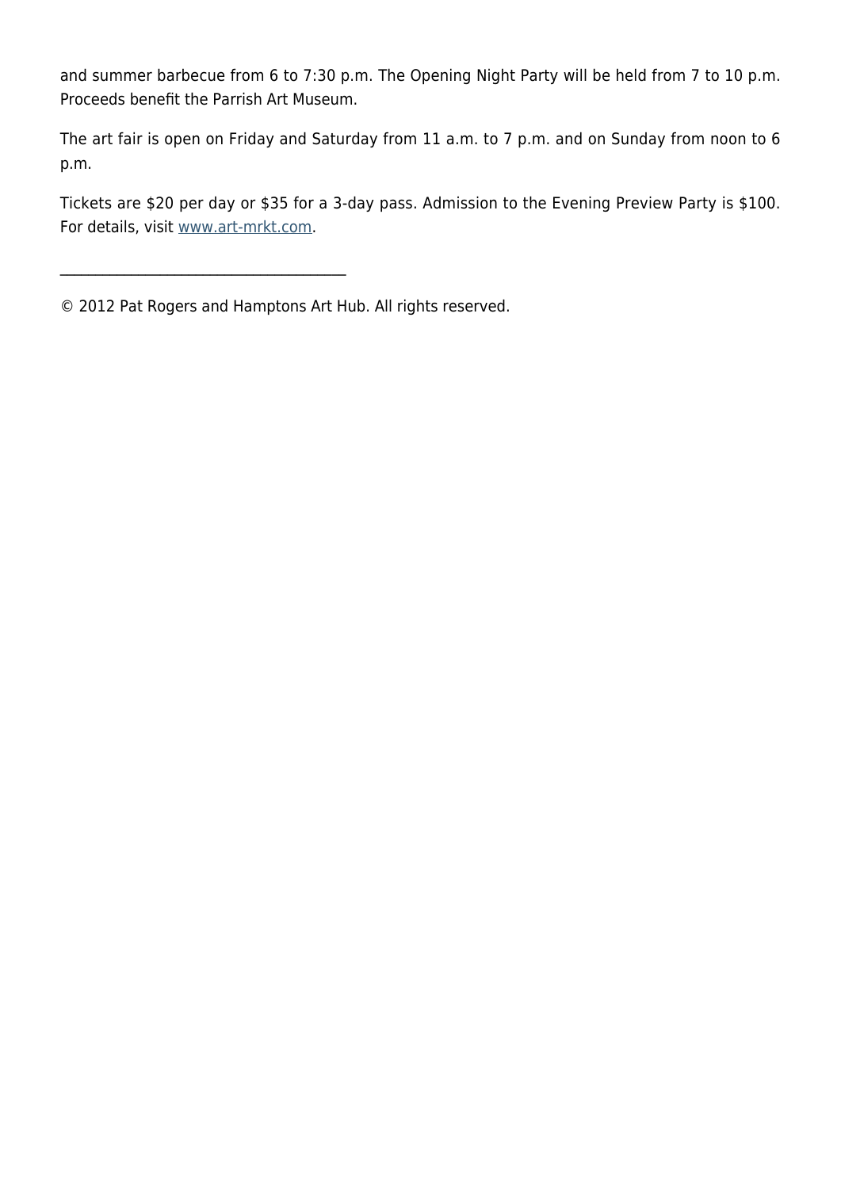and summer barbecue from 6 to 7:30 p.m. The Opening Night Party will be held from 7 to 10 p.m. Proceeds benefit the Parrish Art Museum.

The art fair is open on Friday and Saturday from 11 a.m. to 7 p.m. and on Sunday from noon to 6 p.m.

Tickets are $20 per day or $35 for a 3-day pass. Admission to the Evening Preview Party is $100. For details, visit [www.art-mrkt.com](www.art-mrkt.com).

---

© 2012 Pat Rogers and Hamptons Art Hub. All rights reserved.